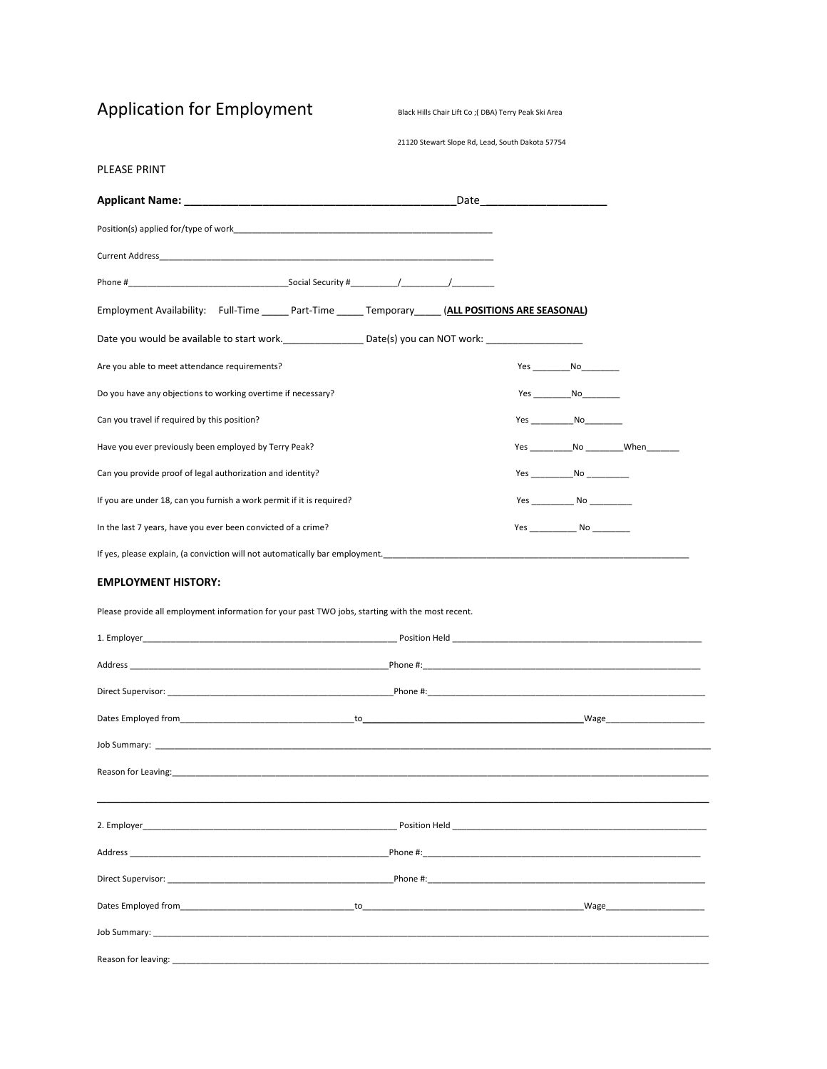# Application for Employment

Black Hills Chair Lift Co ;( DBA) Terry Peak Ski Area

21120 Stewart Slope Rd, Lead, South Dakota 57754

PLEASE PRINT

**Applicant Name: _____________________________________________Date____________________**

Position(s) applied for/type of work_______________________________________________________

Current Address_____________________________________________________________________

Phone #________________________________Social Security #_________/_________/_________

Employment Availability: Full-Time _____ Part-Time _____ Temporary_____ (**ALL POSITIONS ARE SEASONAL**)

Date you would be available to start work._______________ Date(s) you can NOT work: __________________

Are you able to meet attendance requirements? Yes ________No________

Do you have any objections to working overtime if necessary? Yes ________No________

Can you travel if required by this position? Yes _________No________

Have you ever previously been employed by Terry Peak? Yes _________No ________When_______

Can you provide proof of legal authorization and identity? Yes _________No _________

If you are under 18, can you furnish a work permit if it is required? Yes _________ No _________

In the last 7 years, have you ever been convicted of a crime? Yes __________ No ________

If yes, please explain, (a conviction will not automatically bar employment.______________________________________________________________

### EMPLOYMENT HISTORY:

Please provide all employment information for your past TWO jobs, starting with the most recent.

1. Employer_______________________________________________________ Position Held ___________________________________________________

Address _____________________________________________________Phone #:________________________________________________________

Direct Supervisor: ______________________________________________Phone #:________________________________________________________

Dates Employed from___________________________________to___________________________________________Wage_____________________

Job Summary: ______________________________________________________________________________________________________________

Reason for Leaving:__________________________________________________________________________________________________________

---

2. Employer_______________________________________________________ Position Held ___________________________________________________

Address _____________________________________________________Phone #:________________________________________________________

Direct Supervisor: ______________________________________________Phone #:________________________________________________________

Dates Employed from___________________________________to___________________________________________Wage_____________________

Job Summary: ______________________________________________________________________________________________________________

Reason for leaving: __________________________________________________________________________________________________________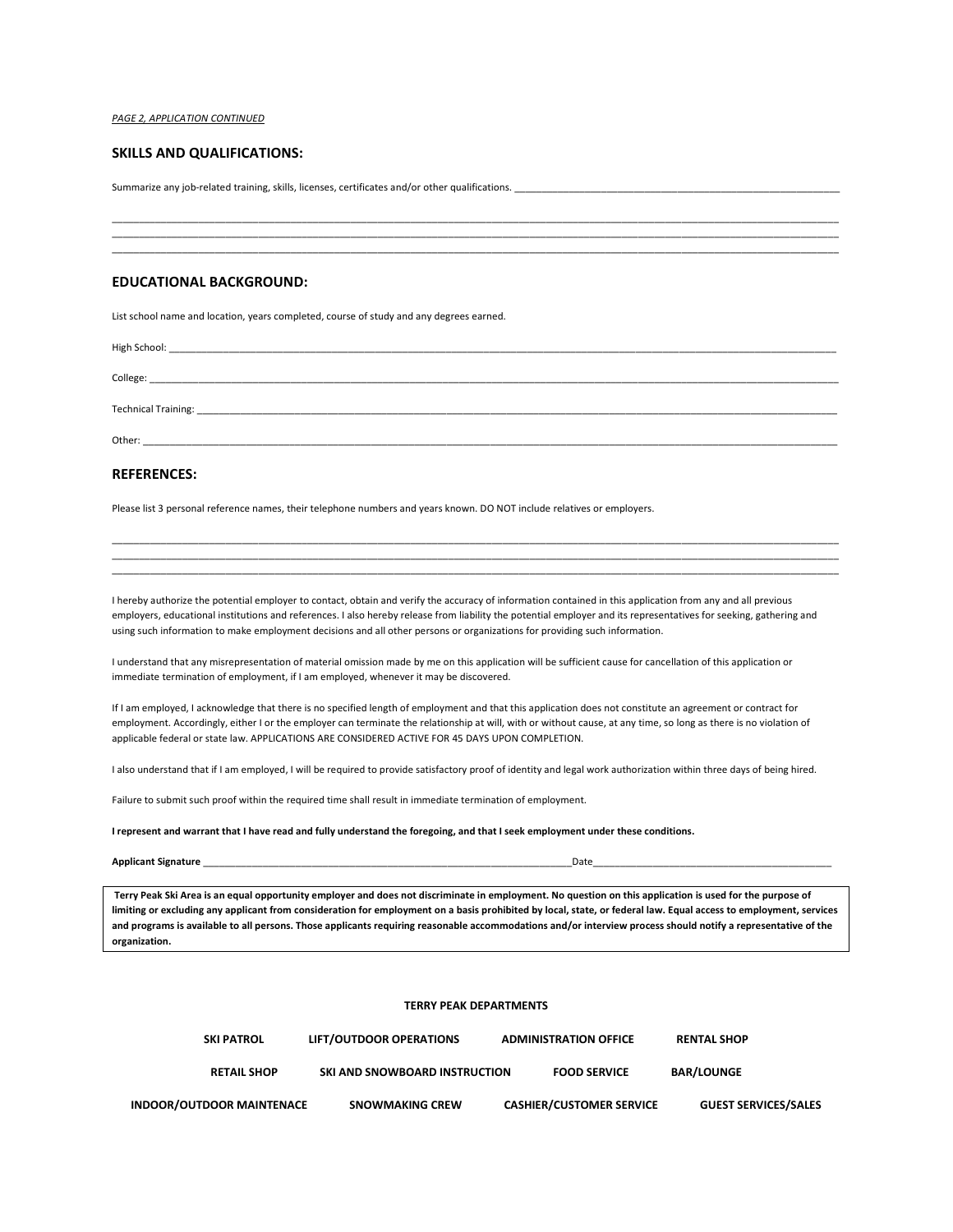*PAGE 2, APPLICATION CONTINUED*

## SKILLS AND QUALIFICATIONS:

Summarize any job-related training, skills, licenses, certificates and/or other qualifications. ____________________________________________________________

____________________________________________________________________________________________________________
____________________________________________________________________________________________________________
____________________________________________________________________________________________________________

## EDUCATIONAL BACKGROUND:

List school name and location, years completed, course of study and any degrees earned.

High School: ____________________________________________________________________________________________

College: ________________________________________________________________________________________________

Technical Training: _______________________________________________________________________________________

Other: __________________________________________________________________________________________________

## REFERENCES:

Please list 3 personal reference names, their telephone numbers and years known. DO NOT include relatives or employers.

____________________________________________________________________________________________________________
____________________________________________________________________________________________________________
____________________________________________________________________________________________________________

I hereby authorize the potential employer to contact, obtain and verify the accuracy of information contained in this application from any and all previous employers, educational institutions and references. I also hereby release from liability the potential employer and its representatives for seeking, gathering and using such information to make employment decisions and all other persons or organizations for providing such information.

I understand that any misrepresentation of material omission made by me on this application will be sufficient cause for cancellation of this application or immediate termination of employment, if I am employed, whenever it may be discovered.

If I am employed, I acknowledge that there is no specified length of employment and that this application does not constitute an agreement or contract for employment. Accordingly, either I or the employer can terminate the relationship at will, with or without cause, at any time, so long as there is no violation of applicable federal or state law. APPLICATIONS ARE CONSIDERED ACTIVE FOR 45 DAYS UPON COMPLETION.

I also understand that if I am employed, I will be required to provide satisfactory proof of identity and legal work authorization within three days of being hired.

Failure to submit such proof within the required time shall result in immediate termination of employment.

**I represent and warrant that I have read and fully understand the foregoing, and that I seek employment under these conditions.**

**Applicant Signature** ______________________________________________________Date__________________________________

**Terry Peak Ski Area is an equal opportunity employer and does not discriminate in employment. No question on this application is used for the purpose of limiting or excluding any applicant from consideration for employment on a basis prohibited by local, state, or federal law. Equal access to employment, services and programs is available to all persons. Those applicants requiring reasonable accommodations and/or interview process should notify a representative of the organization.**

**TERRY PEAK DEPARTMENTS**

**SKI PATROL** **LIFT/OUTDOOR OPERATIONS** **ADMINISTRATION OFFICE** **RENTAL SHOP**

**RETAIL SHOP** **SKI AND SNOWBOARD INSTRUCTION** **FOOD SERVICE** **BAR/LOUNGE**

**INDOOR/OUTDOOR MAINTENACE** **SNOWMAKING CREW** **CASHIER/CUSTOMER SERVICE** **GUEST SERVICES/SALES**